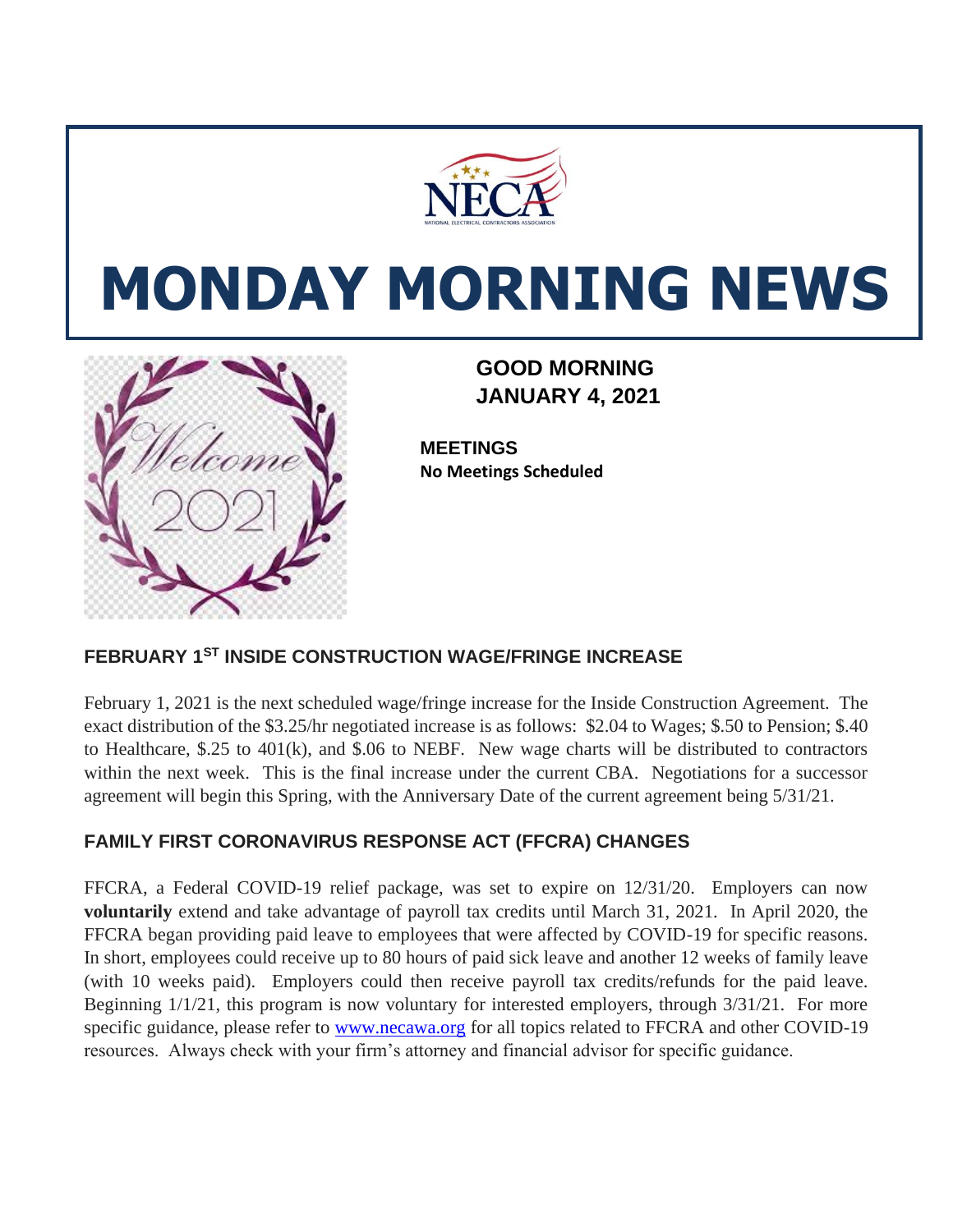# MONDAY MORNING NEWS

**GOOD MORNING**
**JANUARY 4, 2021**

**MEETINGS**
**No Meetings Scheduled**

## FEBRUARY 1ST INSIDE CONSTRUCTION WAGE/FRINGE INCREASE

February 1, 2021 is the next scheduled wage/fringe increase for the Inside Construction Agreement. The exact distribution of the $3.25/hr negotiated increase is as follows: $2.04 to Wages; $.50 to Pension; $.40 to Healthcare, $.25 to 401(k), and $.06 to NEBF. New wage charts will be distributed to contractors within the next week. This is the final increase under the current CBA. Negotiations for a successor agreement will begin this Spring, with the Anniversary Date of the current agreement being 5/31/21.

## FAMILY FIRST CORONAVIRUS RESPONSE ACT (FFCRA) CHANGES

FFCRA, a Federal COVID-19 relief package, was set to expire on 12/31/20. Employers can now **voluntarily** extend and take advantage of payroll tax credits until March 31, 2021. In April 2020, the FFCRA began providing paid leave to employees that were affected by COVID-19 for specific reasons. In short, employees could receive up to 80 hours of paid sick leave and another 12 weeks of family leave (with 10 weeks paid). Employers could then receive payroll tax credits/refunds for the paid leave. Beginning 1/1/21, this program is now voluntary for interested employers, through 3/31/21. For more specific guidance, please refer to [www.necawa.org](http://www.necawa.org) for all topics related to FFCRA and other COVID-19 resources. Always check with your firm's attorney and financial advisor for specific guidance.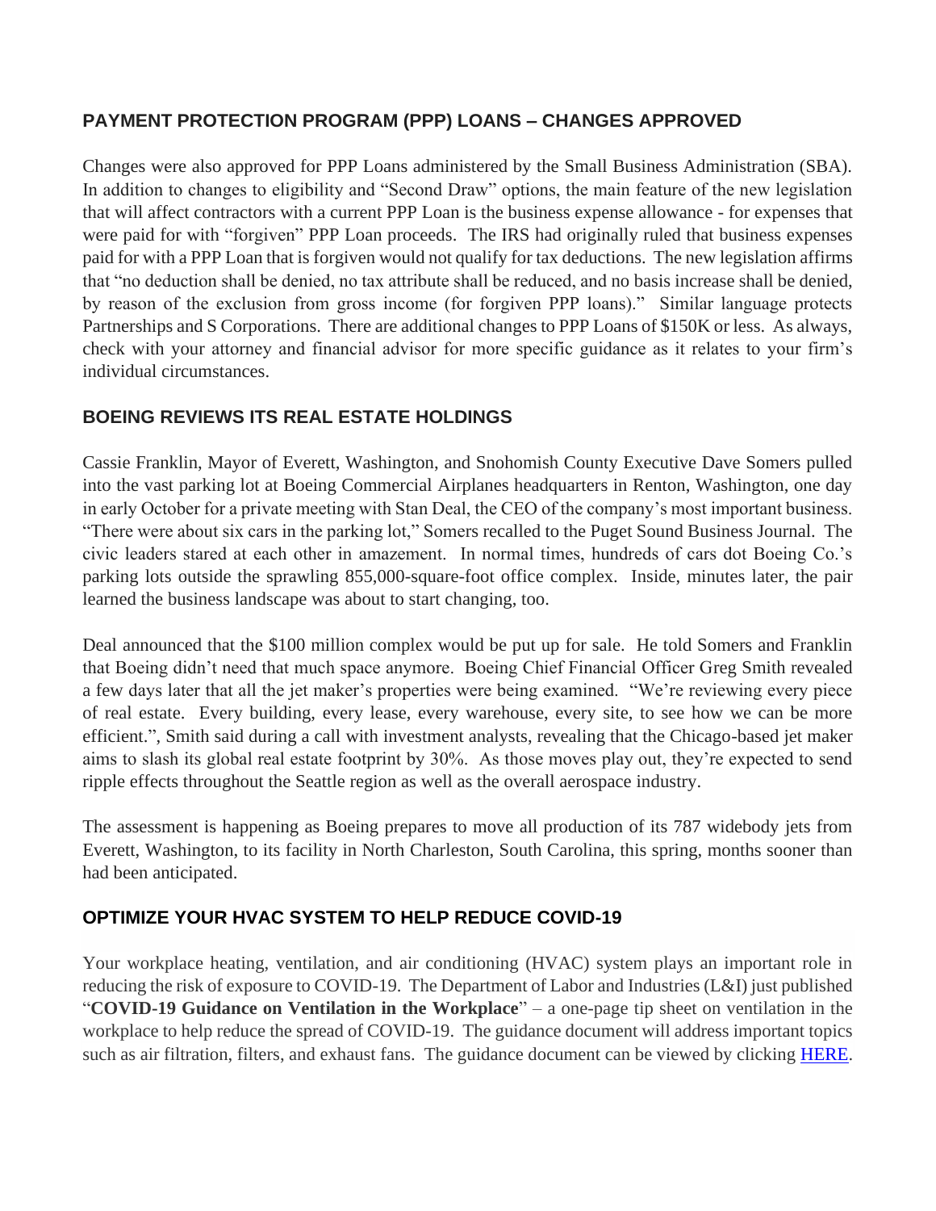## PAYMENT PROTECTION PROGRAM (PPP) LOANS – CHANGES APPROVED

Changes were also approved for PPP Loans administered by the Small Business Administration (SBA). In addition to changes to eligibility and "Second Draw" options, the main feature of the new legislation that will affect contractors with a current PPP Loan is the business expense allowance - for expenses that were paid for with "forgiven" PPP Loan proceeds. The IRS had originally ruled that business expenses paid for with a PPP Loan that is forgiven would not qualify for tax deductions. The new legislation affirms that "no deduction shall be denied, no tax attribute shall be reduced, and no basis increase shall be denied, by reason of the exclusion from gross income (for forgiven PPP loans)." Similar language protects Partnerships and S Corporations. There are additional changes to PPP Loans of $150K or less. As always, check with your attorney and financial advisor for more specific guidance as it relates to your firm's individual circumstances.

## BOEING REVIEWS ITS REAL ESTATE HOLDINGS

Cassie Franklin, Mayor of Everett, Washington, and Snohomish County Executive Dave Somers pulled into the vast parking lot at Boeing Commercial Airplanes headquarters in Renton, Washington, one day in early October for a private meeting with Stan Deal, the CEO of the company's most important business. "There were about six cars in the parking lot," Somers recalled to the Puget Sound Business Journal. The civic leaders stared at each other in amazement. In normal times, hundreds of cars dot Boeing Co.'s parking lots outside the sprawling 855,000-square-foot office complex. Inside, minutes later, the pair learned the business landscape was about to start changing, too.

Deal announced that the $100 million complex would be put up for sale. He told Somers and Franklin that Boeing didn't need that much space anymore. Boeing Chief Financial Officer Greg Smith revealed a few days later that all the jet maker's properties were being examined. "We're reviewing every piece of real estate. Every building, every lease, every warehouse, every site, to see how we can be more efficient.", Smith said during a call with investment analysts, revealing that the Chicago-based jet maker aims to slash its global real estate footprint by 30%. As those moves play out, they're expected to send ripple effects throughout the Seattle region as well as the overall aerospace industry.

The assessment is happening as Boeing prepares to move all production of its 787 widebody jets from Everett, Washington, to its facility in North Charleston, South Carolina, this spring, months sooner than had been anticipated.

## OPTIMIZE YOUR HVAC SYSTEM TO HELP REDUCE COVID-19

Your workplace heating, ventilation, and air conditioning (HVAC) system plays an important role in reducing the risk of exposure to COVID-19. The Department of Labor and Industries (L&I) just published "**COVID-19 Guidance on Ventilation in the Workplace**" – a one-page tip sheet on ventilation in the workplace to help reduce the spread of COVID-19. The guidance document will address important topics such as air filtration, filters, and exhaust fans. The guidance document can be viewed by clicking HERE.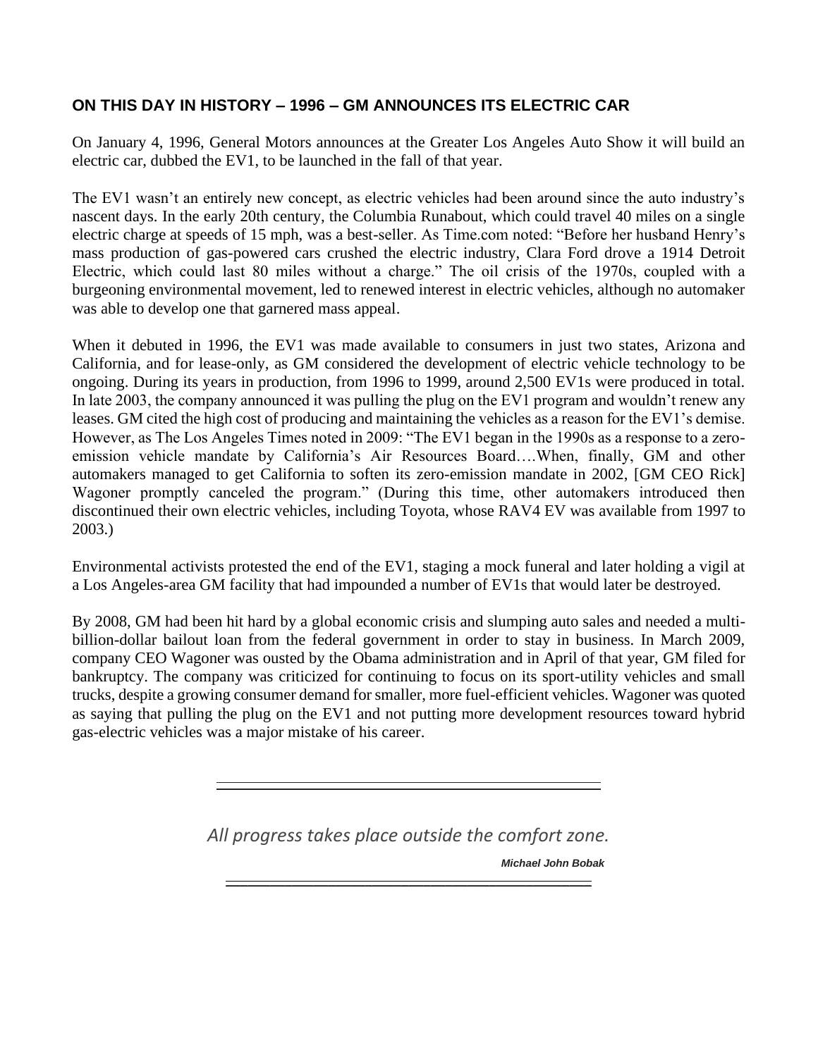## ON THIS DAY IN HISTORY – 1996 – GM ANNOUNCES ITS ELECTRIC CAR

On January 4, 1996, General Motors announces at the Greater Los Angeles Auto Show it will build an electric car, dubbed the EV1, to be launched in the fall of that year.

The EV1 wasn't an entirely new concept, as electric vehicles had been around since the auto industry's nascent days. In the early 20th century, the Columbia Runabout, which could travel 40 miles on a single electric charge at speeds of 15 mph, was a best-seller. As Time.com noted: "Before her husband Henry's mass production of gas-powered cars crushed the electric industry, Clara Ford drove a 1914 Detroit Electric, which could last 80 miles without a charge." The oil crisis of the 1970s, coupled with a burgeoning environmental movement, led to renewed interest in electric vehicles, although no automaker was able to develop one that garnered mass appeal.

When it debuted in 1996, the EV1 was made available to consumers in just two states, Arizona and California, and for lease-only, as GM considered the development of electric vehicle technology to be ongoing. During its years in production, from 1996 to 1999, around 2,500 EV1s were produced in total. In late 2003, the company announced it was pulling the plug on the EV1 program and wouldn't renew any leases. GM cited the high cost of producing and maintaining the vehicles as a reason for the EV1's demise. However, as The Los Angeles Times noted in 2009: "The EV1 began in the 1990s as a response to a zero-emission vehicle mandate by California's Air Resources Board….When, finally, GM and other automakers managed to get California to soften its zero-emission mandate in 2002, [GM CEO Rick] Wagoner promptly canceled the program." (During this time, other automakers introduced then discontinued their own electric vehicles, including Toyota, whose RAV4 EV was available from 1997 to 2003.)

Environmental activists protested the end of the EV1, staging a mock funeral and later holding a vigil at a Los Angeles-area GM facility that had impounded a number of EV1s that would later be destroyed.

By 2008, GM had been hit hard by a global economic crisis and slumping auto sales and needed a multi-billion-dollar bailout loan from the federal government in order to stay in business. In March 2009, company CEO Wagoner was ousted by the Obama administration and in April of that year, GM filed for bankruptcy. The company was criticized for continuing to focus on its sport-utility vehicles and small trucks, despite a growing consumer demand for smaller, more fuel-efficient vehicles. Wagoner was quoted as saying that pulling the plug on the EV1 and not putting more development resources toward hybrid gas-electric vehicles was a major mistake of his career.

---

*All progress takes place outside the comfort zone.*

***Michael John Bobak***

---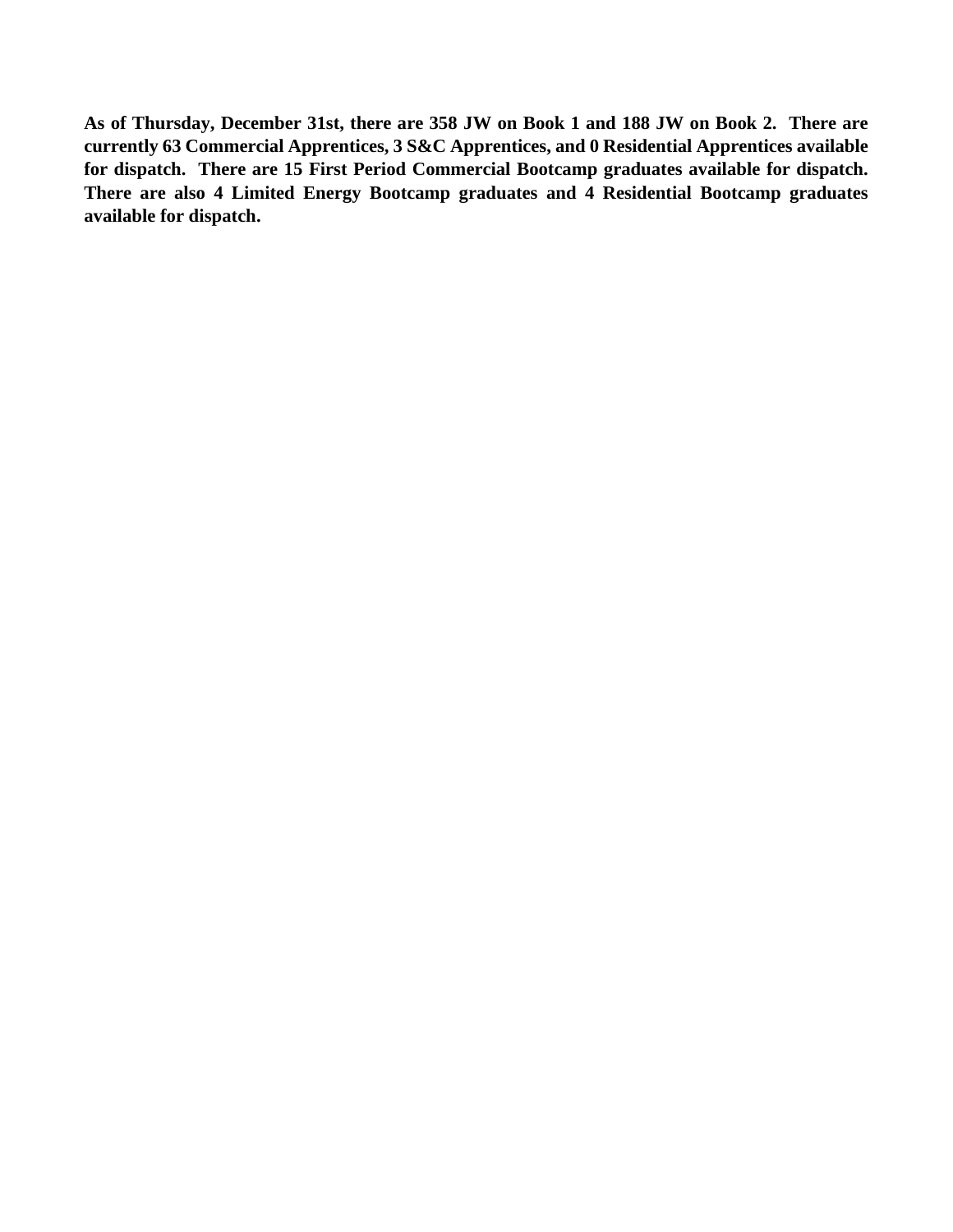**As of Thursday, December 31st, there are 358 JW on Book 1 and 188 JW on Book 2. There are currently 63 Commercial Apprentices, 3 S&C Apprentices, and 0 Residential Apprentices available for dispatch. There are 15 First Period Commercial Bootcamp graduates available for dispatch. There are also 4 Limited Energy Bootcamp graduates and 4 Residential Bootcamp graduates available for dispatch.**